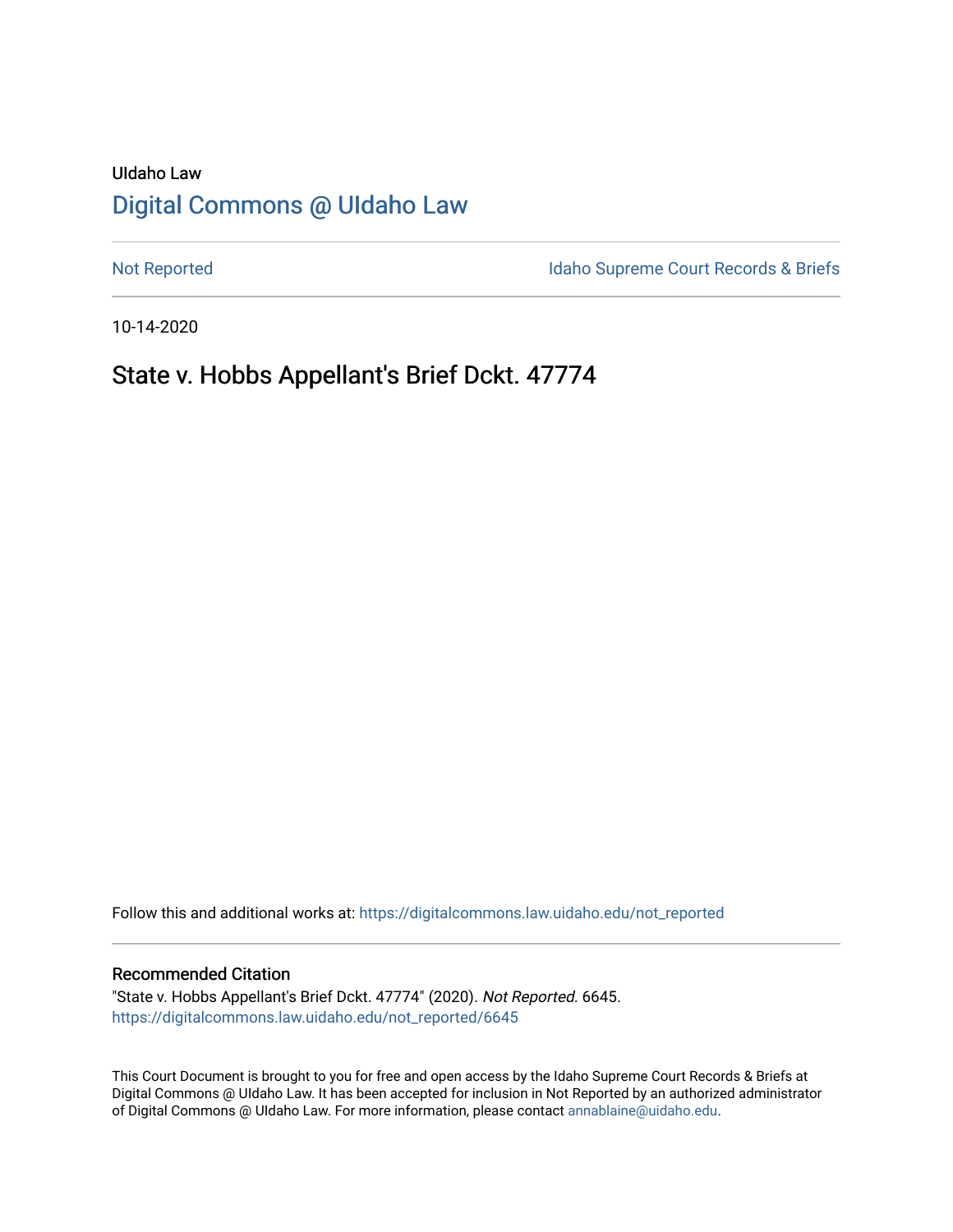UIdaho Law

# [Digital Commons @ UIdaho Law](https://digitalcommons.law.uidaho.edu/)

[Not Reported](https://digitalcommons.law.uidaho.edu/not_reported) | [Idaho Supreme Court Records & Briefs](https://digitalcommons.law.uidaho.edu/idaho_supreme_court_record_briefs)

10-14-2020

## State v. Hobbs Appellant's Brief Dckt. 47774

Follow this and additional works at: https://digitalcommons.law.uidaho.edu/not_reported

### Recommended Citation

"State v. Hobbs Appellant's Brief Dckt. 47774" (2020). *Not Reported*. 6645.
https://digitalcommons.law.uidaho.edu/not_reported/6645

This Court Document is brought to you for free and open access by the Idaho Supreme Court Records & Briefs at Digital Commons @ UIdaho Law. It has been accepted for inclusion in Not Reported by an authorized administrator of Digital Commons @ UIdaho Law. For more information, please contact annablaine@uidaho.edu.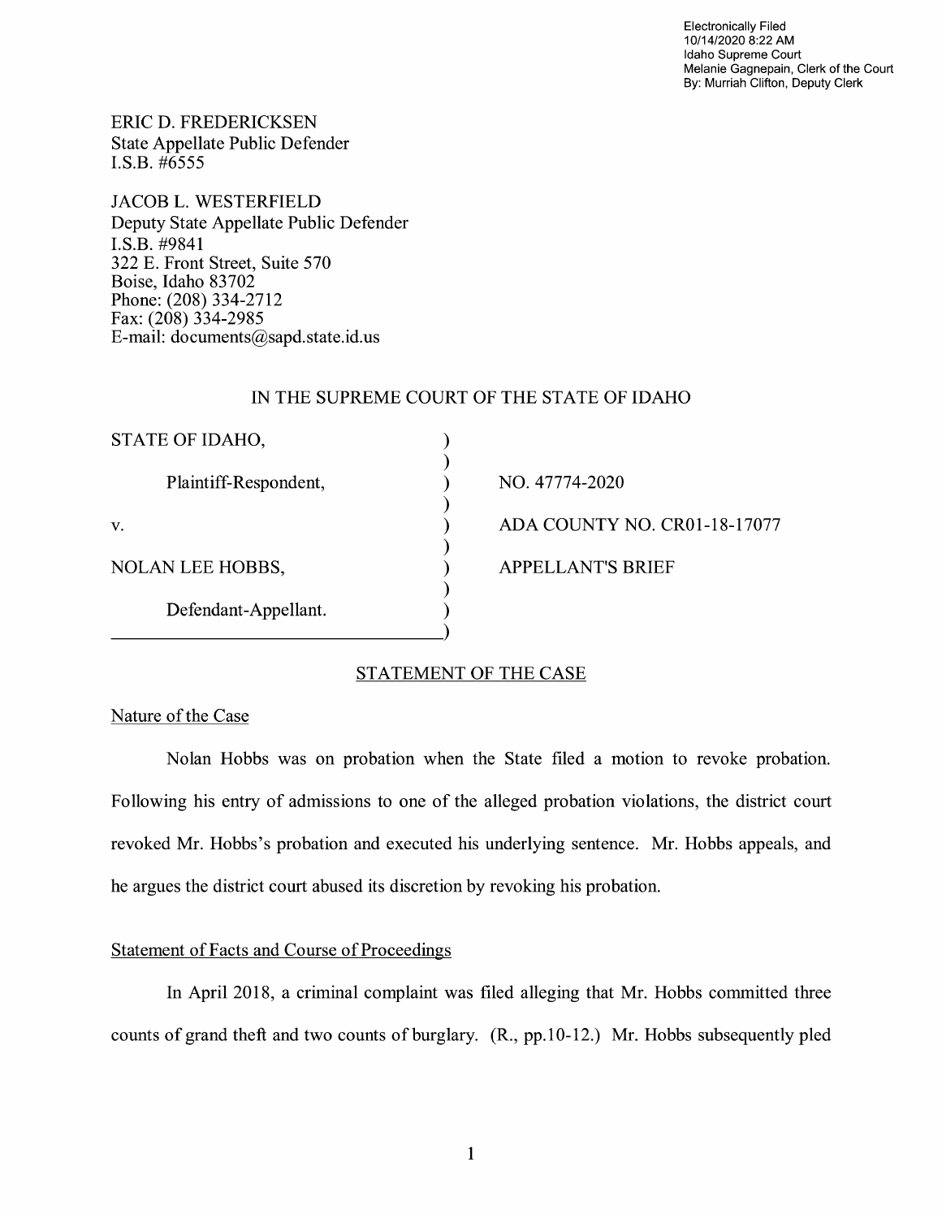Electronically Filed
10/14/2020 8:22 AM
Idaho Supreme Court
Melanie Gagnepain, Clerk of the Court
By: Murriah Clifton, Deputy Clerk

ERIC D. FREDERICKSEN
State Appellate Public Defender
I.S.B. #6555

JACOB L. WESTERFIELD
Deputy State Appellate Public Defender
I.S.B. #9841
322 E. Front Street, Suite 570
Boise, Idaho 83702
Phone: (208) 334-2712
Fax: (208) 334-2985
E-mail: documents@sapd.state.id.us

IN THE SUPREME COURT OF THE STATE OF IDAHO

| | | |
|---|---|---|
| STATE OF IDAHO, | ) | |
| Plaintiff-Respondent, | ) | NO. 47774-2020 |
| v. | ) | ADA COUNTY NO. CR01-18-17077 |
| NOLAN LEE HOBBS, | ) | APPELLANT'S BRIEF |
| Defendant-Appellant. | ) | |

## STATEMENT OF THE CASE

### Nature of the Case

Nolan Hobbs was on probation when the State filed a motion to revoke probation. Following his entry of admissions to one of the alleged probation violations, the district court revoked Mr. Hobbs's probation and executed his underlying sentence. Mr. Hobbs appeals, and he argues the district court abused its discretion by revoking his probation.

### Statement of Facts and Course of Proceedings

In April 2018, a criminal complaint was filed alleging that Mr. Hobbs committed three counts of grand theft and two counts of burglary. (R., pp.10-12.) Mr. Hobbs subsequently pled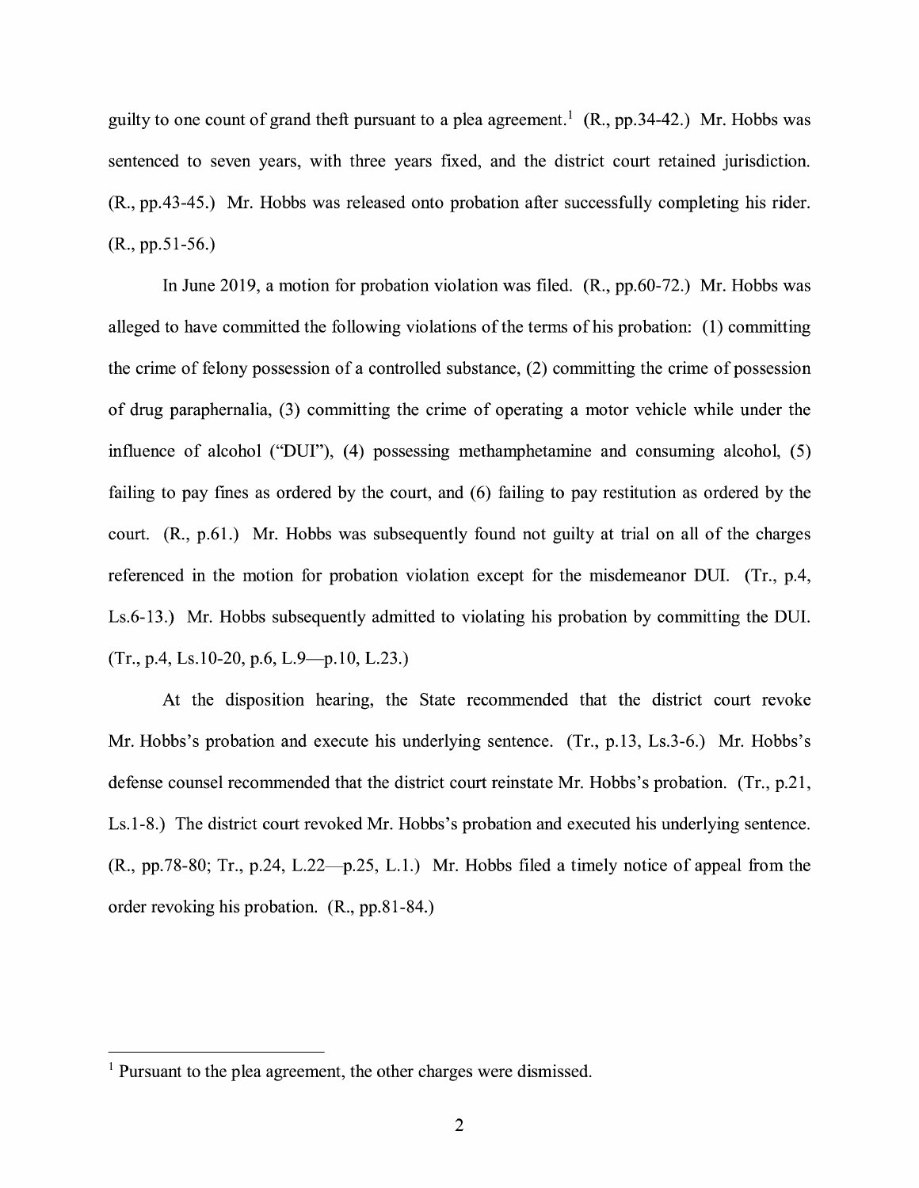guilty to one count of grand theft pursuant to a plea agreement.[1] (R., pp.34-42.) Mr. Hobbs was sentenced to seven years, with three years fixed, and the district court retained jurisdiction. (R., pp.43-45.) Mr. Hobbs was released onto probation after successfully completing his rider. (R., pp.51-56.)

In June 2019, a motion for probation violation was filed. (R., pp.60-72.) Mr. Hobbs was alleged to have committed the following violations of the terms of his probation: (1) committing the crime of felony possession of a controlled substance, (2) committing the crime of possession of drug paraphernalia, (3) committing the crime of operating a motor vehicle while under the influence of alcohol ("DUI"), (4) possessing methamphetamine and consuming alcohol, (5) failing to pay fines as ordered by the court, and (6) failing to pay restitution as ordered by the court. (R., p.61.) Mr. Hobbs was subsequently found not guilty at trial on all of the charges referenced in the motion for probation violation except for the misdemeanor DUI. (Tr., p.4, Ls.6-13.) Mr. Hobbs subsequently admitted to violating his probation by committing the DUI. (Tr., p.4, Ls.10-20, p.6, L.9—p.10, L.23.)

At the disposition hearing, the State recommended that the district court revoke Mr. Hobbs's probation and execute his underlying sentence. (Tr., p.13, Ls.3-6.) Mr. Hobbs's defense counsel recommended that the district court reinstate Mr. Hobbs's probation. (Tr., p.21, Ls.1-8.) The district court revoked Mr. Hobbs's probation and executed his underlying sentence. (R., pp.78-80; Tr., p.24, L.22—p.25, L.1.) Mr. Hobbs filed a timely notice of appeal from the order revoking his probation. (R., pp.81-84.)

[1] Pursuant to the plea agreement, the other charges were dismissed.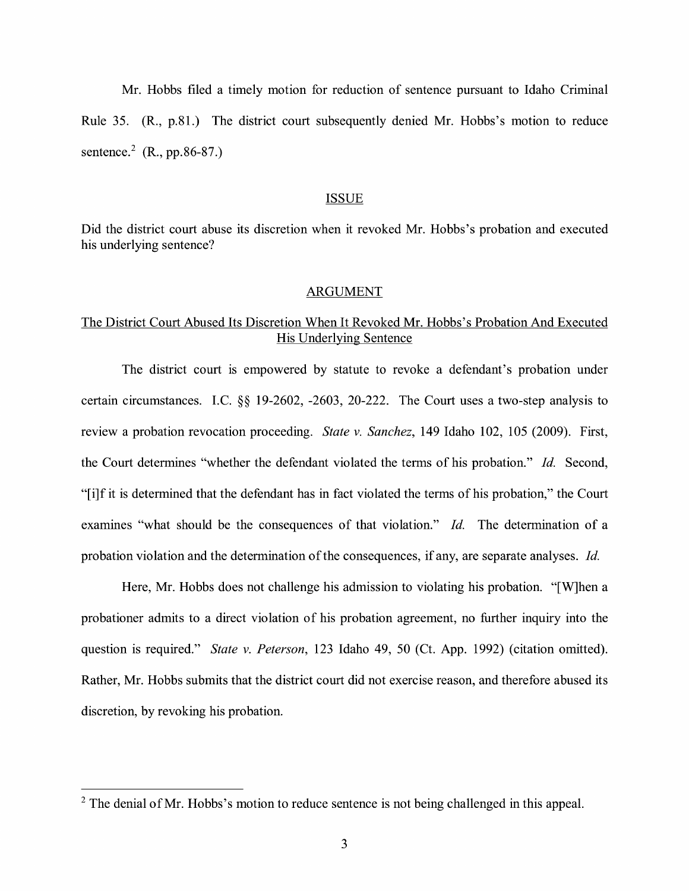Mr. Hobbs filed a timely motion for reduction of sentence pursuant to Idaho Criminal Rule 35. (R., p.81.) The district court subsequently denied Mr. Hobbs's motion to reduce sentence.[2] (R., pp.86-87.)

## ISSUE

Did the district court abuse its discretion when it revoked Mr. Hobbs's probation and executed his underlying sentence?

## ARGUMENT

### The District Court Abused Its Discretion When It Revoked Mr. Hobbs's Probation And Executed His Underlying Sentence

The district court is empowered by statute to revoke a defendant's probation under certain circumstances. I.C. §§ 19-2602, -2603, 20-222. The Court uses a two-step analysis to review a probation revocation proceeding. *State v. Sanchez*, 149 Idaho 102, 105 (2009). First, the Court determines "whether the defendant violated the terms of his probation." *Id.* Second, "[i]f it is determined that the defendant has in fact violated the terms of his probation," the Court examines "what should be the consequences of that violation." *Id.* The determination of a probation violation and the determination of the consequences, if any, are separate analyses. *Id.*

Here, Mr. Hobbs does not challenge his admission to violating his probation. "[W]hen a probationer admits to a direct violation of his probation agreement, no further inquiry into the question is required." *State v. Peterson*, 123 Idaho 49, 50 (Ct. App. 1992) (citation omitted). Rather, Mr. Hobbs submits that the district court did not exercise reason, and therefore abused its discretion, by revoking his probation.

---

[2] The denial of Mr. Hobbs's motion to reduce sentence is not being challenged in this appeal.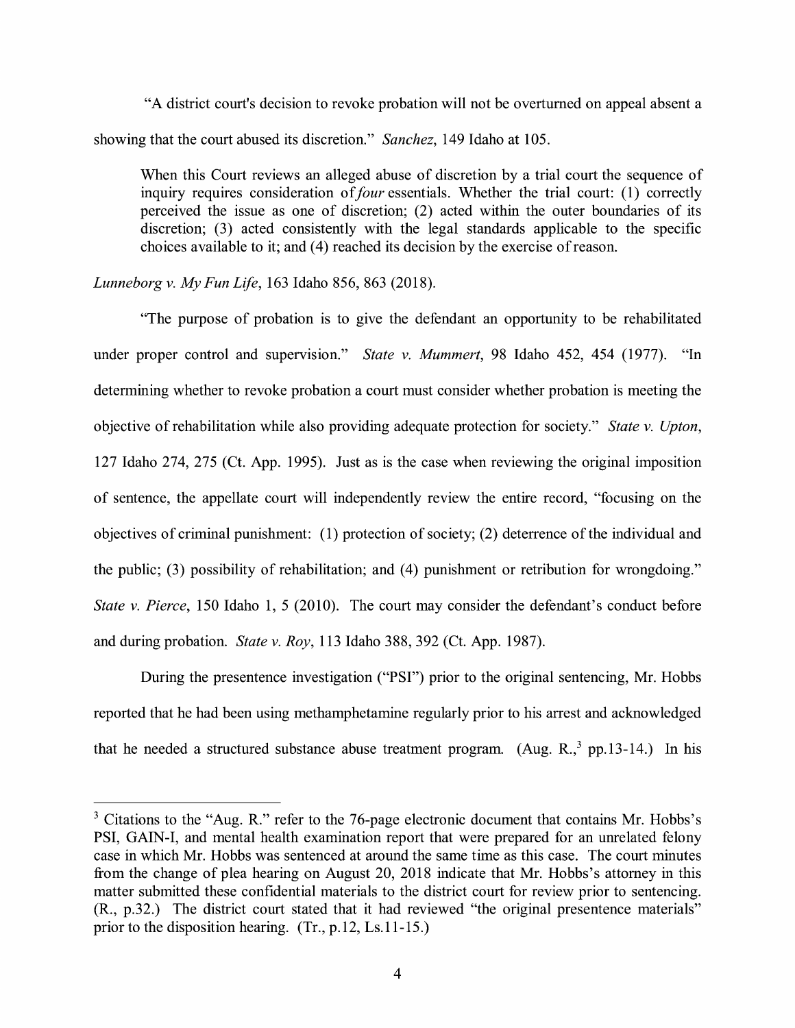"A district court's decision to revoke probation will not be overturned on appeal absent a showing that the court abused its discretion." *Sanchez*, 149 Idaho at 105.

> When this Court reviews an alleged abuse of discretion by a trial court the sequence of inquiry requires consideration of *four* essentials. Whether the trial court: (1) correctly perceived the issue as one of discretion; (2) acted within the outer boundaries of its discretion; (3) acted consistently with the legal standards applicable to the specific choices available to it; and (4) reached its decision by the exercise of reason.

*Lunneborg v. My Fun Life*, 163 Idaho 856, 863 (2018).

"The purpose of probation is to give the defendant an opportunity to be rehabilitated under proper control and supervision." *State v. Mummert*, 98 Idaho 452, 454 (1977). "In determining whether to revoke probation a court must consider whether probation is meeting the objective of rehabilitation while also providing adequate protection for society." *State v. Upton*, 127 Idaho 274, 275 (Ct. App. 1995). Just as is the case when reviewing the original imposition of sentence, the appellate court will independently review the entire record, "focusing on the objectives of criminal punishment: (1) protection of society; (2) deterrence of the individual and the public; (3) possibility of rehabilitation; and (4) punishment or retribution for wrongdoing." *State v. Pierce*, 150 Idaho 1, 5 (2010). The court may consider the defendant's conduct before and during probation. *State v. Roy*, 113 Idaho 388, 392 (Ct. App. 1987).

During the presentence investigation ("PSI") prior to the original sentencing, Mr. Hobbs reported that he had been using methamphetamine regularly prior to his arrest and acknowledged that he needed a structured substance abuse treatment program. (Aug. R.,[3] pp.13-14.) In his

---

[3] Citations to the "Aug. R." refer to the 76-page electronic document that contains Mr. Hobbs's PSI, GAIN-I, and mental health examination report that were prepared for an unrelated felony case in which Mr. Hobbs was sentenced at around the same time as this case. The court minutes from the change of plea hearing on August 20, 2018 indicate that Mr. Hobbs's attorney in this matter submitted these confidential materials to the district court for review prior to sentencing. (R., p.32.) The district court stated that it had reviewed "the original presentence materials" prior to the disposition hearing. (Tr., p.12, Ls.11-15.)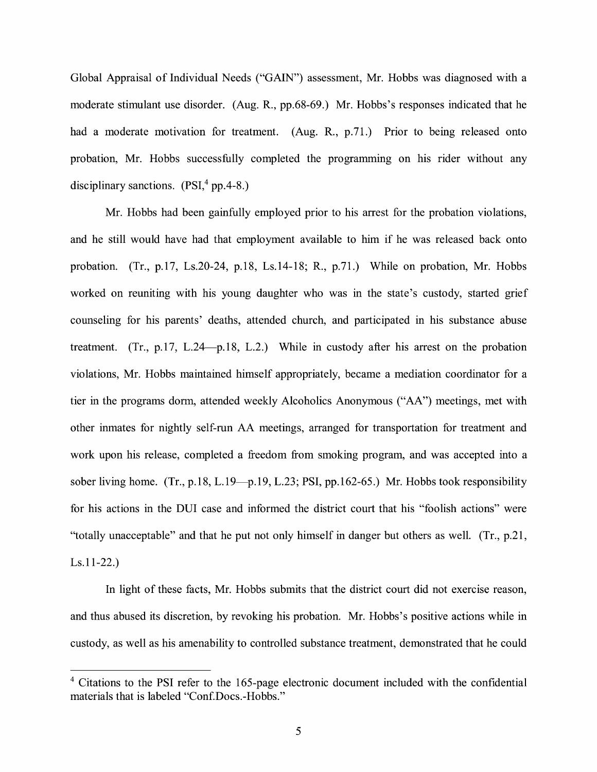Global Appraisal of Individual Needs ("GAIN") assessment, Mr. Hobbs was diagnosed with a moderate stimulant use disorder. (Aug. R., pp.68-69.) Mr. Hobbs's responses indicated that he had a moderate motivation for treatment. (Aug. R., p.71.) Prior to being released onto probation, Mr. Hobbs successfully completed the programming on his rider without any disciplinary sanctions. (PSI,[4] pp.4-8.)

Mr. Hobbs had been gainfully employed prior to his arrest for the probation violations, and he still would have had that employment available to him if he was released back onto probation. (Tr., p.17, Ls.20-24, p.18, Ls.14-18; R., p.71.) While on probation, Mr. Hobbs worked on reuniting with his young daughter who was in the state's custody, started grief counseling for his parents' deaths, attended church, and participated in his substance abuse treatment. (Tr., p.17, L.24—p.18, L.2.) While in custody after his arrest on the probation violations, Mr. Hobbs maintained himself appropriately, became a mediation coordinator for a tier in the programs dorm, attended weekly Alcoholics Anonymous ("AA") meetings, met with other inmates for nightly self-run AA meetings, arranged for transportation for treatment and work upon his release, completed a freedom from smoking program, and was accepted into a sober living home. (Tr., p.18, L.19—p.19, L.23; PSI, pp.162-65.) Mr. Hobbs took responsibility for his actions in the DUI case and informed the district court that his "foolish actions" were "totally unacceptable" and that he put not only himself in danger but others as well. (Tr., p.21, Ls.11-22.)

In light of these facts, Mr. Hobbs submits that the district court did not exercise reason, and thus abused its discretion, by revoking his probation. Mr. Hobbs's positive actions while in custody, as well as his amenability to controlled substance treatment, demonstrated that he could

[4] Citations to the PSI refer to the 165-page electronic document included with the confidential materials that is labeled "Conf.Docs.-Hobbs."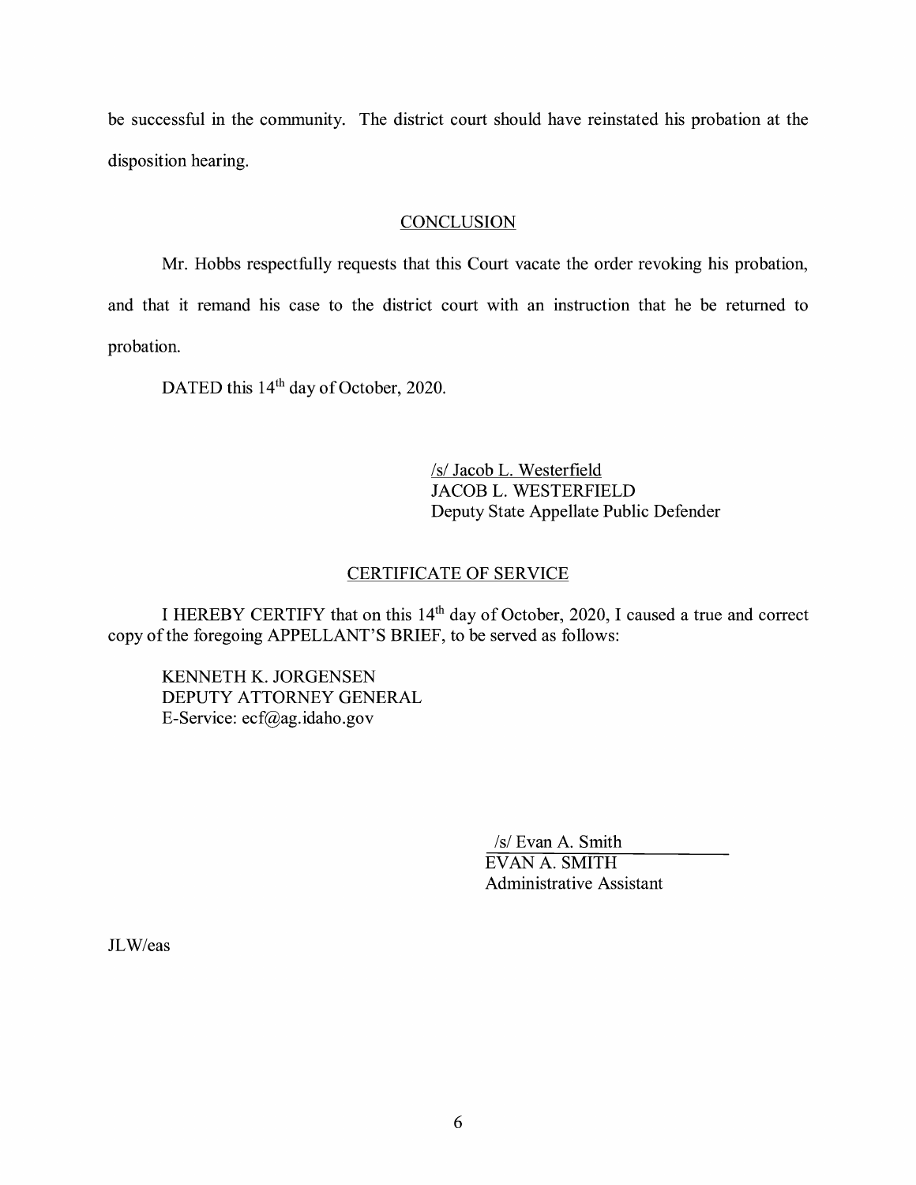be successful in the community. The district court should have reinstated his probation at the disposition hearing.

## CONCLUSION

Mr. Hobbs respectfully requests that this Court vacate the order revoking his probation, and that it remand his case to the district court with an instruction that he be returned to probation.

DATED this 14th day of October, 2020.

/s/ Jacob L. Westerfield
JACOB L. WESTERFIELD
Deputy State Appellate Public Defender

## CERTIFICATE OF SERVICE

I HEREBY CERTIFY that on this 14th day of October, 2020, I caused a true and correct copy of the foregoing APPELLANT'S BRIEF, to be served as follows:

KENNETH K. JORGENSEN
DEPUTY ATTORNEY GENERAL
E-Service: ecf@ag.idaho.gov

/s/ Evan A. Smith
EVAN A. SMITH
Administrative Assistant

JLW/eas